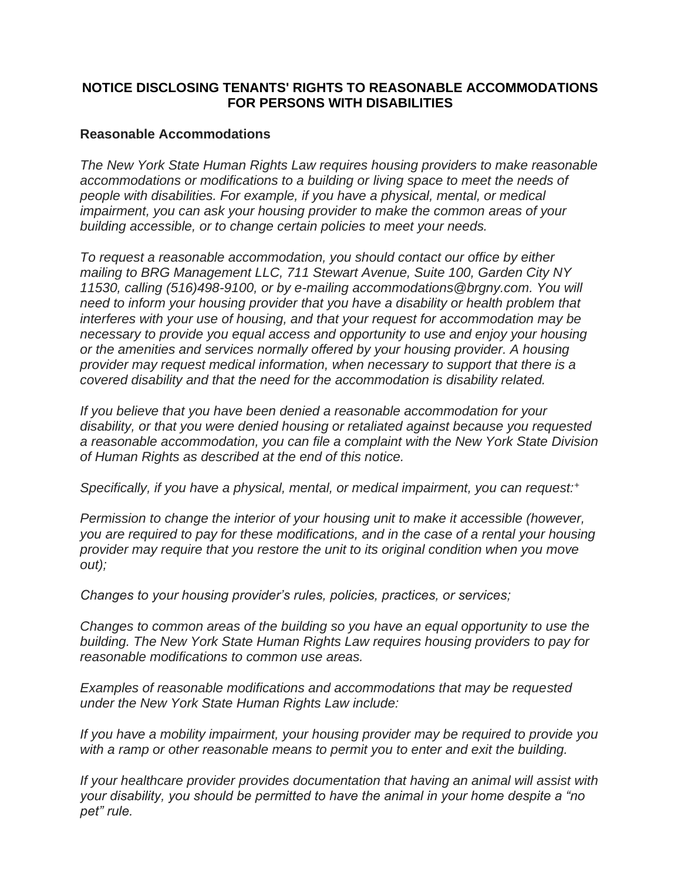**NOTICE DISCLOSING TENANTS' RIGHTS TO REASONABLE ACCOMMODATIONS FOR PERSONS WITH DISABILITIES**

**Reasonable Accommodations**

*The New York State Human Rights Law requires housing providers to make reasonable accommodations or modifications to a building or living space to meet the needs of people with disabilities. For example, if you have a physical, mental, or medical impairment, you can ask your housing provider to make the common areas of your building accessible, or to change certain policies to meet your needs.*

*To request a reasonable accommodation, you should contact our office by either mailing to BRG Management LLC, 711 Stewart Avenue, Suite 100, Garden City NY 11530, calling (516)498-9100, or by e-mailing accommodations@brgny.com. You will need to inform your housing provider that you have a disability or health problem that interferes with your use of housing, and that your request for accommodation may be necessary to provide you equal access and opportunity to use and enjoy your housing or the amenities and services normally offered by your housing provider. A housing provider may request medical information, when necessary to support that there is a covered disability and that the need for the accommodation is disability related.*

*If you believe that you have been denied a reasonable accommodation for your disability, or that you were denied housing or retaliated against because you requested a reasonable accommodation, you can file a complaint with the New York State Division of Human Rights as described at the end of this notice.*

*Specifically, if you have a physical, mental, or medical impairment, you can request:+*

*Permission to change the interior of your housing unit to make it accessible (however, you are required to pay for these modifications, and in the case of a rental your housing provider may require that you restore the unit to its original condition when you move out);*

*Changes to your housing provider's rules, policies, practices, or services;*

*Changes to common areas of the building so you have an equal opportunity to use the building. The New York State Human Rights Law requires housing providers to pay for reasonable modifications to common use areas.*

*Examples of reasonable modifications and accommodations that may be requested under the New York State Human Rights Law include:*

*If you have a mobility impairment, your housing provider may be required to provide you with a ramp or other reasonable means to permit you to enter and exit the building.*

*If your healthcare provider provides documentation that having an animal will assist with your disability, you should be permitted to have the animal in your home despite a "no pet" rule.*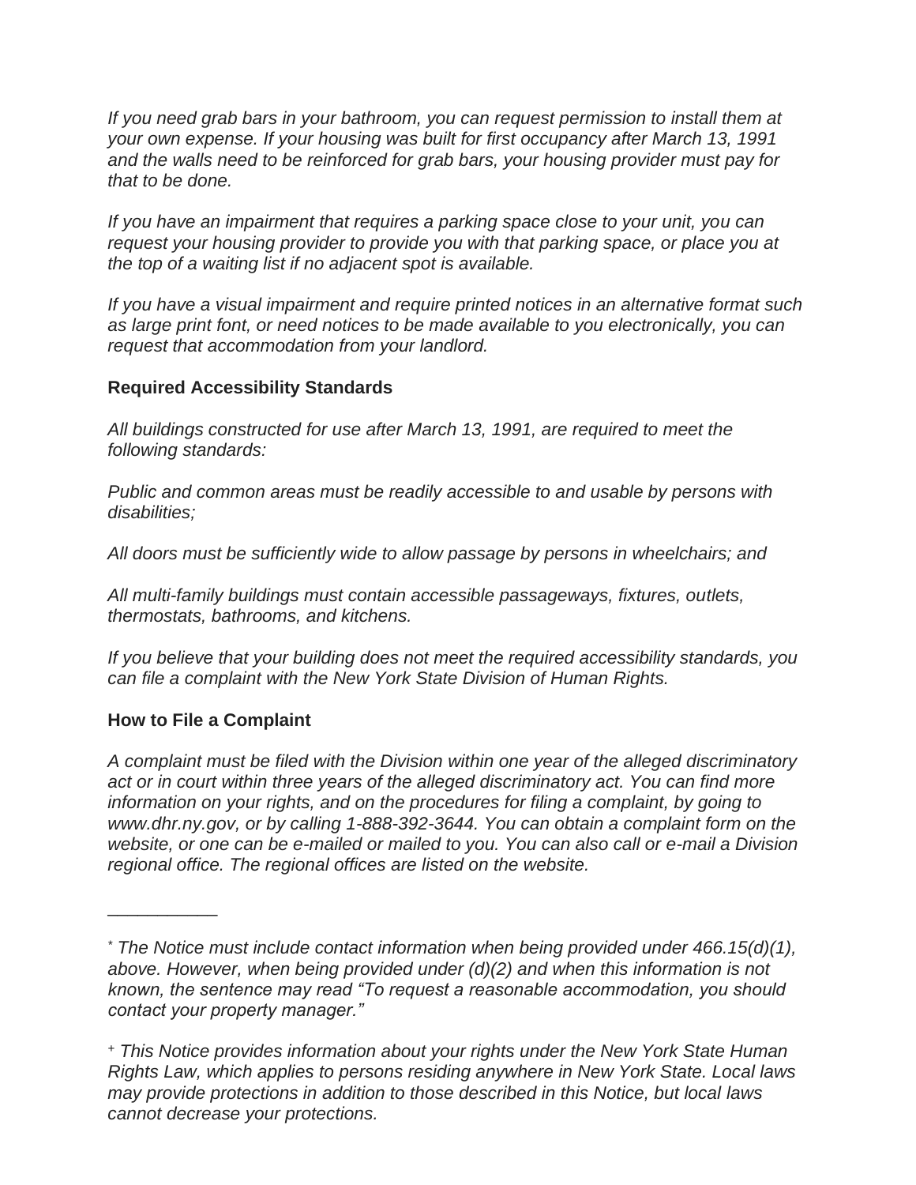*If you need grab bars in your bathroom, you can request permission to install them at your own expense. If your housing was built for first occupancy after March 13, 1991 and the walls need to be reinforced for grab bars, your housing provider must pay for that to be done.*

*If you have an impairment that requires a parking space close to your unit, you can request your housing provider to provide you with that parking space, or place you at the top of a waiting list if no adjacent spot is available.*

*If you have a visual impairment and require printed notices in an alternative format such as large print font, or need notices to be made available to you electronically, you can request that accommodation from your landlord.*

**Required Accessibility Standards**

*All buildings constructed for use after March 13, 1991, are required to meet the following standards:*

*Public and common areas must be readily accessible to and usable by persons with disabilities;*

*All doors must be sufficiently wide to allow passage by persons in wheelchairs; and*

*All multi-family buildings must contain accessible passageways, fixtures, outlets, thermostats, bathrooms, and kitchens.*

*If you believe that your building does not meet the required accessibility standards, you can file a complaint with the New York State Division of Human Rights.*

**How to File a Complaint**

*A complaint must be filed with the Division within one year of the alleged discriminatory act or in court within three years of the alleged discriminatory act. You can find more information on your rights, and on the procedures for filing a complaint, by going to www.dhr.ny.gov, or by calling 1-888-392-3644. You can obtain a complaint form on the website, or one can be e-mailed or mailed to you. You can also call or e-mail a Division regional office. The regional offices are listed on the website.*

___________

[*] *The Notice must include contact information when being provided under 466.15(d)(1), above. However, when being provided under (d)(2) and when this information is not known, the sentence may read "To request a reasonable accommodation, you should contact your property manager."*

[+] *This Notice provides information about your rights under the New York State Human Rights Law, which applies to persons residing anywhere in New York State. Local laws may provide protections in addition to those described in this Notice, but local laws cannot decrease your protections.*